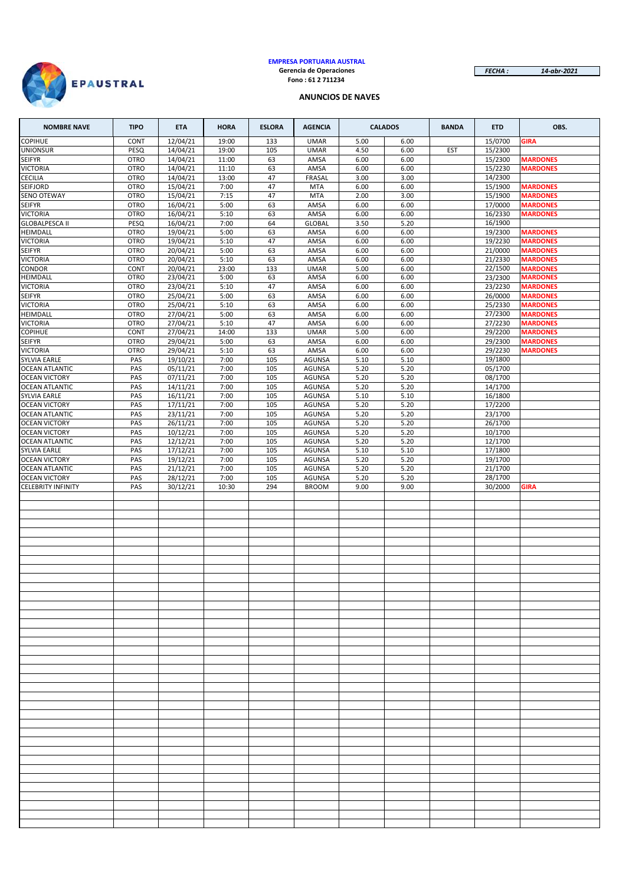**EMPRESA PORTUARIA AUSTRAL**
**Gerencia de Operaciones**
**Fono : 61 2 711234**

***FECHA :*** ***14-abr-2021***

## ANUNCIOS DE NAVES

| NOMBRE NAVE | TIPO | ETA | HORA | ESLORA | AGENCIA | CALADOS | | BANDA | ETD | OBS. |
|---|---|---|---|---|---|---|---|---|---|---|
| COPIHUE | CONT | 12/04/21 | 19:00 | 133 | UMAR | 5.00 | 6.00 | | 15/0700 | GIRA |
| UNIONSUR | PESQ | 14/04/21 | 19:00 | 105 | UMAR | 4.50 | 6.00 | EST | 15/2300 | |
| SEIFYR | OTRO | 14/04/21 | 11:00 | 63 | AMSA | 6.00 | 6.00 | | 15/2300 | MARDONES |
| VICTORIA | OTRO | 14/04/21 | 11:10 | 63 | AMSA | 6.00 | 6.00 | | 15/2230 | MARDONES |
| CECILIA | OTRO | 14/04/21 | 13:00 | 47 | FRASAL | 3.00 | 3.00 | | 14/2300 | |
| SEIFJORD | OTRO | 15/04/21 | 7:00 | 47 | MTA | 6.00 | 6.00 | | 15/1900 | MARDONES |
| SENO OTEWAY | OTRO | 15/04/21 | 7:15 | 47 | MTA | 2.00 | 3.00 | | 15/1900 | MARDONES |
| SEIFYR | OTRO | 16/04/21 | 5:00 | 63 | AMSA | 6.00 | 6.00 | | 17/0000 | MARDONES |
| VICTORIA | OTRO | 16/04/21 | 5:10 | 63 | AMSA | 6.00 | 6.00 | | 16/2330 | MARDONES |
| GLOBALPESCA II | PESQ | 16/04/21 | 7:00 | 64 | GLOBAL | 3.50 | 5.20 | | 16/1900 | |
| HEIMDALL | OTRO | 19/04/21 | 5:00 | 63 | AMSA | 6.00 | 6.00 | | 19/2300 | MARDONES |
| VICTORIA | OTRO | 19/04/21 | 5:10 | 47 | AMSA | 6.00 | 6.00 | | 19/2230 | MARDONES |
| SEIFYR | OTRO | 20/04/21 | 5:00 | 63 | AMSA | 6.00 | 6.00 | | 21/0000 | MARDONES |
| VICTORIA | OTRO | 20/04/21 | 5:10 | 63 | AMSA | 6.00 | 6.00 | | 21/2330 | MARDONES |
| CONDOR | CONT | 20/04/21 | 23:00 | 133 | UMAR | 5.00 | 6.00 | | 22/1500 | MARDONES |
| HEIMDALL | OTRO | 23/04/21 | 5:00 | 63 | AMSA | 6.00 | 6.00 | | 23/2300 | MARDONES |
| VICTORIA | OTRO | 23/04/21 | 5:10 | 47 | AMSA | 6.00 | 6.00 | | 23/2230 | MARDONES |
| SEIFYR | OTRO | 25/04/21 | 5:00 | 63 | AMSA | 6.00 | 6.00 | | 26/0000 | MARDONES |
| VICTORIA | OTRO | 25/04/21 | 5:10 | 63 | AMSA | 6.00 | 6.00 | | 25/2330 | MARDONES |
| HEIMDALL | OTRO | 27/04/21 | 5:00 | 63 | AMSA | 6.00 | 6.00 | | 27/2300 | MARDONES |
| VICTORIA | OTRO | 27/04/21 | 5:10 | 47 | AMSA | 6.00 | 6.00 | | 27/2230 | MARDONES |
| COPIHUE | CONT | 27/04/21 | 14:00 | 133 | UMAR | 5.00 | 6.00 | | 29/2200 | MARDONES |
| SEIFYR | OTRO | 29/04/21 | 5:00 | 63 | AMSA | 6.00 | 6.00 | | 29/2300 | MARDONES |
| VICTORIA | OTRO | 29/04/21 | 5:10 | 63 | AMSA | 6.00 | 6.00 | | 29/2230 | MARDONES |
| SYLVIA EARLE | PAS | 19/10/21 | 7:00 | 105 | AGUNSA | 5.10 | 5.10 | | 19/1800 | |
| OCEAN ATLANTIC | PAS | 05/11/21 | 7:00 | 105 | AGUNSA | 5.20 | 5.20 | | 05/1700 | |
| OCEAN VICTORY | PAS | 07/11/21 | 7:00 | 105 | AGUNSA | 5.20 | 5.20 | | 08/1700 | |
| OCEAN ATLANTIC | PAS | 14/11/21 | 7:00 | 105 | AGUNSA | 5.20 | 5.20 | | 14/1700 | |
| SYLVIA EARLE | PAS | 16/11/21 | 7:00 | 105 | AGUNSA | 5.10 | 5.10 | | 16/1800 | |
| OCEAN VICTORY | PAS | 17/11/21 | 7:00 | 105 | AGUNSA | 5.20 | 5.20 | | 17/2200 | |
| OCEAN ATLANTIC | PAS | 23/11/21 | 7:00 | 105 | AGUNSA | 5.20 | 5.20 | | 23/1700 | |
| OCEAN VICTORY | PAS | 26/11/21 | 7:00 | 105 | AGUNSA | 5.20 | 5.20 | | 26/1700 | |
| OCEAN VICTORY | PAS | 10/12/21 | 7:00 | 105 | AGUNSA | 5.20 | 5.20 | | 10/1700 | |
| OCEAN ATLANTIC | PAS | 12/12/21 | 7:00 | 105 | AGUNSA | 5.20 | 5.20 | | 12/1700 | |
| SYLVIA EARLE | PAS | 17/12/21 | 7:00 | 105 | AGUNSA | 5.10 | 5.10 | | 17/1800 | |
| OCEAN VICTORY | PAS | 19/12/21 | 7:00 | 105 | AGUNSA | 5.20 | 5.20 | | 19/1700 | |
| OCEAN ATLANTIC | PAS | 21/12/21 | 7:00 | 105 | AGUNSA | 5.20 | 5.20 | | 21/1700 | |
| OCEAN VICTORY | PAS | 28/12/21 | 7:00 | 105 | AGUNSA | 5.20 | 5.20 | | 28/1700 | |
| CELEBRITY INFINITY | PAS | 30/12/21 | 10:30 | 294 | BROOM | 9.00 | 9.00 | | 30/2000 | GIRA |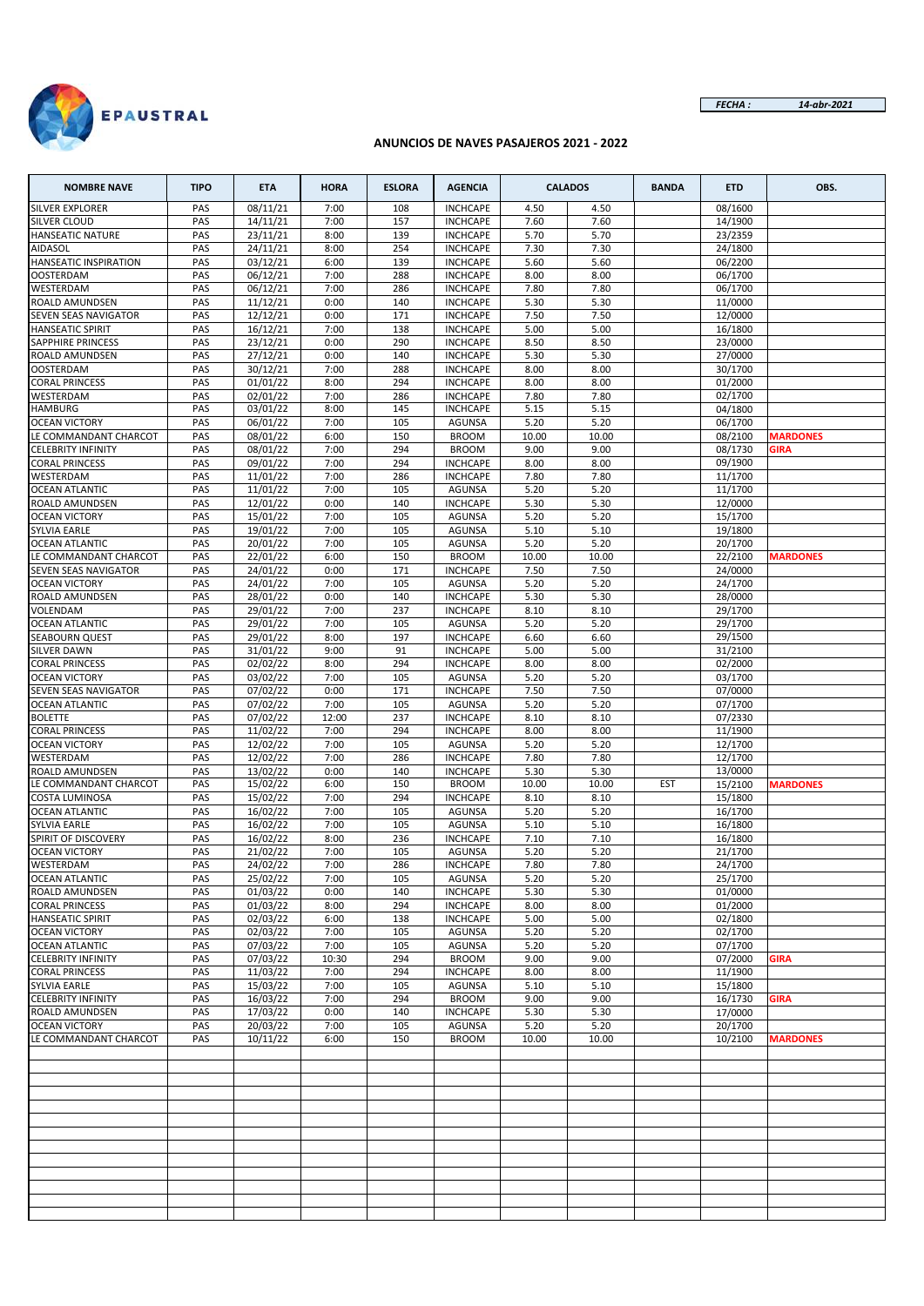EPAUSTRAL

*FECHA :* *14-abr-2021*

**ANUNCIOS DE NAVES PASAJEROS 2021 - 2022**

| NOMBRE NAVE | TIPO | ETA | HORA | ESLORA | AGENCIA | CALADOS | | BANDA | ETD | OBS. |
|---|---|---|---|---|---|---|---|---|---|---|
| SILVER EXPLORER | PAS | 08/11/21 | 7:00 | 108 | INCHCAPE | 4.50 | 4.50 | | 08/1600 | |
| SILVER CLOUD | PAS | 14/11/21 | 7:00 | 157 | INCHCAPE | 7.60 | 7.60 | | 14/1900 | |
| HANSEATIC NATURE | PAS | 23/11/21 | 8:00 | 139 | INCHCAPE | 5.70 | 5.70 | | 23/2359 | |
| AIDASOL | PAS | 24/11/21 | 8:00 | 254 | INCHCAPE | 7.30 | 7.30 | | 24/1800 | |
| HANSEATIC INSPIRATION | PAS | 03/12/21 | 6:00 | 139 | INCHCAPE | 5.60 | 5.60 | | 06/2200 | |
| OOSTERDAM | PAS | 06/12/21 | 7:00 | 288 | INCHCAPE | 8.00 | 8.00 | | 06/1700 | |
| WESTERDAM | PAS | 06/12/21 | 7:00 | 286 | INCHCAPE | 7.80 | 7.80 | | 06/1700 | |
| ROALD AMUNDSEN | PAS | 11/12/21 | 0:00 | 140 | INCHCAPE | 5.30 | 5.30 | | 11/0000 | |
| SEVEN SEAS NAVIGATOR | PAS | 12/12/21 | 0:00 | 171 | INCHCAPE | 7.50 | 7.50 | | 12/0000 | |
| HANSEATIC SPIRIT | PAS | 16/12/21 | 7:00 | 138 | INCHCAPE | 5.00 | 5.00 | | 16/1800 | |
| SAPPHIRE PRINCESS | PAS | 23/12/21 | 0:00 | 290 | INCHCAPE | 8.50 | 8.50 | | 23/0000 | |
| ROALD AMUNDSEN | PAS | 27/12/21 | 0:00 | 140 | INCHCAPE | 5.30 | 5.30 | | 27/0000 | |
| OOSTERDAM | PAS | 30/12/21 | 7:00 | 288 | INCHCAPE | 8.00 | 8.00 | | 30/1700 | |
| CORAL PRINCESS | PAS | 01/01/22 | 8:00 | 294 | INCHCAPE | 8.00 | 8.00 | | 01/2000 | |
| WESTERDAM | PAS | 02/01/22 | 7:00 | 286 | INCHCAPE | 7.80 | 7.80 | | 02/1700 | |
| HAMBURG | PAS | 03/01/22 | 8:00 | 145 | INCHCAPE | 5.15 | 5.15 | | 04/1800 | |
| OCEAN VICTORY | PAS | 06/01/22 | 7:00 | 105 | AGUNSA | 5.20 | 5.20 | | 06/1700 | |
| LE COMMANDANT CHARCOT | PAS | 08/01/22 | 6:00 | 150 | BROOM | 10.00 | 10.00 | | 08/2100 | MARDONES |
| CELEBRITY INFINITY | PAS | 08/01/22 | 7:00 | 294 | BROOM | 9.00 | 9.00 | | 08/1730 | GIRA |
| CORAL PRINCESS | PAS | 09/01/22 | 7:00 | 294 | INCHCAPE | 8.00 | 8.00 | | 09/1900 | |
| WESTERDAM | PAS | 11/01/22 | 7:00 | 286 | INCHCAPE | 7.80 | 7.80 | | 11/1700 | |
| OCEAN ATLANTIC | PAS | 11/01/22 | 7:00 | 105 | AGUNSA | 5.20 | 5.20 | | 11/1700 | |
| ROALD AMUNDSEN | PAS | 12/01/22 | 0:00 | 140 | INCHCAPE | 5.30 | 5.30 | | 12/0000 | |
| OCEAN VICTORY | PAS | 15/01/22 | 7:00 | 105 | AGUNSA | 5.20 | 5.20 | | 15/1700 | |
| SYLVIA EARLE | PAS | 19/01/22 | 7:00 | 105 | AGUNSA | 5.10 | 5.10 | | 19/1800 | |
| OCEAN ATLANTIC | PAS | 20/01/22 | 7:00 | 105 | AGUNSA | 5.20 | 5.20 | | 20/1700 | |
| LE COMMANDANT CHARCOT | PAS | 22/01/22 | 6:00 | 150 | BROOM | 10.00 | 10.00 | | 22/2100 | MARDONES |
| SEVEN SEAS NAVIGATOR | PAS | 24/01/22 | 0:00 | 171 | INCHCAPE | 7.50 | 7.50 | | 24/0000 | |
| OCEAN VICTORY | PAS | 24/01/22 | 7:00 | 105 | AGUNSA | 5.20 | 5.20 | | 24/1700 | |
| ROALD AMUNDSEN | PAS | 28/01/22 | 0:00 | 140 | INCHCAPE | 5.30 | 5.30 | | 28/0000 | |
| VOLENDAM | PAS | 29/01/22 | 7:00 | 237 | INCHCAPE | 8.10 | 8.10 | | 29/1700 | |
| OCEAN ATLANTIC | PAS | 29/01/22 | 7:00 | 105 | AGUNSA | 5.20 | 5.20 | | 29/1700 | |
| SEABOURN QUEST | PAS | 29/01/22 | 8:00 | 197 | INCHCAPE | 6.60 | 6.60 | | 29/1500 | |
| SILVER DAWN | PAS | 31/01/22 | 9:00 | 91 | INCHCAPE | 5.00 | 5.00 | | 31/2100 | |
| CORAL PRINCESS | PAS | 02/02/22 | 8:00 | 294 | INCHCAPE | 8.00 | 8.00 | | 02/2000 | |
| OCEAN VICTORY | PAS | 03/02/22 | 7:00 | 105 | AGUNSA | 5.20 | 5.20 | | 03/1700 | |
| SEVEN SEAS NAVIGATOR | PAS | 07/02/22 | 0:00 | 171 | INCHCAPE | 7.50 | 7.50 | | 07/0000 | |
| OCEAN ATLANTIC | PAS | 07/02/22 | 7:00 | 105 | AGUNSA | 5.20 | 5.20 | | 07/1700 | |
| BOLETTE | PAS | 07/02/22 | 12:00 | 237 | INCHCAPE | 8.10 | 8.10 | | 07/2330 | |
| CORAL PRINCESS | PAS | 11/02/22 | 7:00 | 294 | INCHCAPE | 8.00 | 8.00 | | 11/1900 | |
| OCEAN VICTORY | PAS | 12/02/22 | 7:00 | 105 | AGUNSA | 5.20 | 5.20 | | 12/1700 | |
| WESTERDAM | PAS | 12/02/22 | 7:00 | 286 | INCHCAPE | 7.80 | 7.80 | | 12/1700 | |
| ROALD AMUNDSEN | PAS | 13/02/22 | 0:00 | 140 | INCHCAPE | 5.30 | 5.30 | | 13/0000 | |
| LE COMMANDANT CHARCOT | PAS | 15/02/22 | 6:00 | 150 | BROOM | 10.00 | 10.00 | EST | 15/2100 | MARDONES |
| COSTA LUMINOSA | PAS | 15/02/22 | 7:00 | 294 | INCHCAPE | 8.10 | 8.10 | | 15/1800 | |
| OCEAN ATLANTIC | PAS | 16/02/22 | 7:00 | 105 | AGUNSA | 5.20 | 5.20 | | 16/1700 | |
| SYLVIA EARLE | PAS | 16/02/22 | 7:00 | 105 | AGUNSA | 5.10 | 5.10 | | 16/1800 | |
| SPIRIT OF DISCOVERY | PAS | 16/02/22 | 8:00 | 236 | INCHCAPE | 7.10 | 7.10 | | 16/1800 | |
| OCEAN VICTORY | PAS | 21/02/22 | 7:00 | 105 | AGUNSA | 5.20 | 5.20 | | 21/1700 | |
| WESTERDAM | PAS | 24/02/22 | 7:00 | 286 | INCHCAPE | 7.80 | 7.80 | | 24/1700 | |
| OCEAN ATLANTIC | PAS | 25/02/22 | 7:00 | 105 | AGUNSA | 5.20 | 5.20 | | 25/1700 | |
| ROALD AMUNDSEN | PAS | 01/03/22 | 0:00 | 140 | INCHCAPE | 5.30 | 5.30 | | 01/0000 | |
| CORAL PRINCESS | PAS | 01/03/22 | 8:00 | 294 | INCHCAPE | 8.00 | 8.00 | | 01/2000 | |
| HANSEATIC SPIRIT | PAS | 02/03/22 | 6:00 | 138 | INCHCAPE | 5.00 | 5.00 | | 02/1800 | |
| OCEAN VICTORY | PAS | 02/03/22 | 7:00 | 105 | AGUNSA | 5.20 | 5.20 | | 02/1700 | |
| OCEAN ATLANTIC | PAS | 07/03/22 | 7:00 | 105 | AGUNSA | 5.20 | 5.20 | | 07/1700 | |
| CELEBRITY INFINITY | PAS | 07/03/22 | 10:30 | 294 | BROOM | 9.00 | 9.00 | | 07/2000 | GIRA |
| CORAL PRINCESS | PAS | 11/03/22 | 7:00 | 294 | INCHCAPE | 8.00 | 8.00 | | 11/1900 | |
| SYLVIA EARLE | PAS | 15/03/22 | 7:00 | 105 | AGUNSA | 5.10 | 5.10 | | 15/1800 | |
| CELEBRITY INFINITY | PAS | 16/03/22 | 7:00 | 294 | BROOM | 9.00 | 9.00 | | 16/1730 | GIRA |
| ROALD AMUNDSEN | PAS | 17/03/22 | 0:00 | 140 | INCHCAPE | 5.30 | 5.30 | | 17/0000 | |
| OCEAN VICTORY | PAS | 20/03/22 | 7:00 | 105 | AGUNSA | 5.20 | 5.20 | | 20/1700 | |
| LE COMMANDANT CHARCOT | PAS | 10/11/22 | 6:00 | 150 | BROOM | 10.00 | 10.00 | | 10/2100 | MARDONES |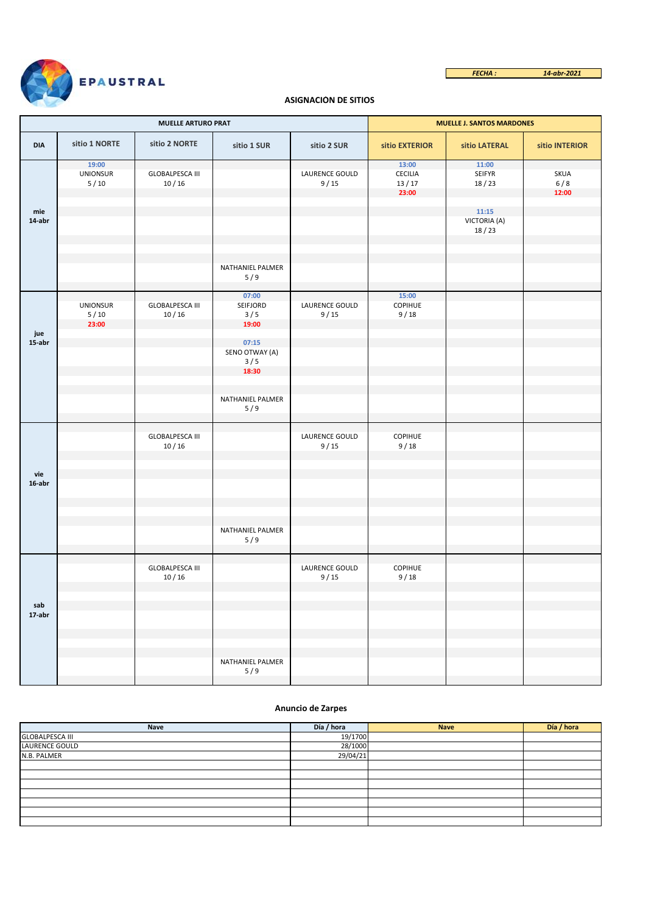EPAUSTRAL

| FECHA : | 14-abr-2021 |
|---|---|

## ASIGNACION DE SITIOS

| DIA | MUELLE ARTURO PRAT | | | | MUELLE J. SANTOS MARDONES | | |
|---|---|---|---|---|---|---|---|
| | sitio 1 NORTE | sitio 2 NORTE | sitio 1 SUR | sitio 2 SUR | sitio EXTERIOR | sitio LATERAL | sitio INTERIOR |
| mie 14-abr | 19:00 UNIONSUR 5 / 10 | GLOBALPESCA III 10 / 16 | NATHANIEL PALMER 5 / 9 | LAURENCE GOULD 9 / 15 | 13:00 CECILIA 13 / 17 23:00 | 11:00 SEIFYR 18 / 23; 11:15 VICTORIA (A) 18 / 23 | SKUA 6 / 8 12:00 |
| jue 15-abr | UNIONSUR 5 / 10 23:00 | GLOBALPESCA III 10 / 16 | 07:00 SEIFJORD 3 / 5 19:00; 07:15 SENO OTWAY (A) 3 / 5 18:30; NATHANIEL PALMER 5 / 9 | LAURENCE GOULD 9 / 15 | 15:00 COPIHUE 9 / 18 | | |
| vie 16-abr | | GLOBALPESCA III 10 / 16 | NATHANIEL PALMER 5 / 9 | LAURENCE GOULD 9 / 15 | COPIHUE 9 / 18 | | |
| sab 17-abr | | GLOBALPESCA III 10 / 16 | NATHANIEL PALMER 5 / 9 | LAURENCE GOULD 9 / 15 | COPIHUE 9 / 18 | | |

### Anuncio de Zarpes

| Nave | Día / hora | Nave | Día / hora |
|---|---|---|---|
| GLOBALPESCA III | 19/1700 | | |
| LAURENCE GOULD | 28/1000 | | |
| N.B. PALMER | 29/04/21 | | |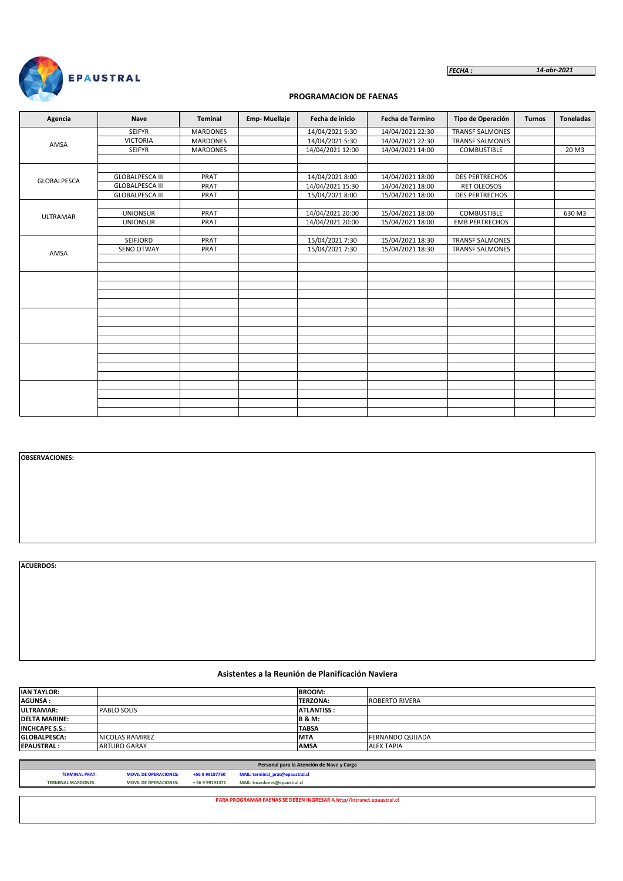EPAUSTRAL

*FECHA :* *14-abr-2021*

## PROGRAMACION DE FAENAS

| Agencia | Nave | Teminal | Emp- Muellaje | Fecha de inicio | Fecha de Termino | Tipo de Operación | Turnos | Toneladas |
|---|---|---|---|---|---|---|---|---|
| AMSA | SEIFYR | MARDONES | | 14/04/2021 5:30 | 14/04/2021 22:30 | TRANSF SALMONES | | |
| | VICTORIA | MARDONES | | 14/04/2021 5:30 | 14/04/2021 22:30 | TRANSF SALMONES | | |
| | SEIFYR | MARDONES | | 14/04/2021 12:00 | 14/04/2021 14:00 | COMBUSTIBLE | | 20 M3 |
| | | | | | | | | |
| GLOBALPESCA | | | | | | | | |
| | GLOBALPESCA III | PRAT | | 14/04/2021 8:00 | 14/04/2021 18:00 | DES PERTRECHOS | | |
| | GLOBALPESCA III | PRAT | | 14/04/2021 15:30 | 14/04/2021 18:00 | RET OLEOSOS | | |
| | GLOBALPESCA III | PRAT | | 15/04/2021 8:00 | 15/04/2021 18:00 | DES PERTRECHOS | | |
| ULTRAMAR | | | | | | | | |
| | UNIONSUR | PRAT | | 14/04/2021 20:00 | 15/04/2021 18:00 | COMBUSTIBLE | | 630 M3 |
| | UNIONSUR | PRAT | | 14/04/2021 20:00 | 15/04/2021 18:00 | EMB PERTRECHOS | | |
| | | | | | | | | |
| AMSA | SEIFJORD | PRAT | | 15/04/2021 7:30 | 15/04/2021 18:30 | TRANSF SALMONES | | |
| | SENO OTWAY | PRAT | | 15/04/2021 7:30 | 15/04/2021 18:30 | TRANSF SALMONES | | |

**OBSERVACIONES:**

**ACUERDOS:**

### Asistentes a la Reunión de Planificación Naviera

| | | | |
|---|---|---|---|
| **IAN TAYLOR:** | | **BROOM:** | |
| **AGUNSA :** | | **TERZONA:** | ROBERTO RIVERA |
| **ULTRAMAR:** | PABLO SOLIS | **ATLANTISS :** | |
| **DELTA MARINE:** | | **B & M:** | |
| **INCHCAPE S.S.:** | | **TABSA** | |
| **GLOBALPESCA:** | NICOLAS RAMIREZ | **MTA** | FERNANDO QUIJADA |
| **EPAUSTRAL :** | ARTURO GARAY | **AMSA** | ALEX TAPIA |

| Personal para la Atención de Nave y Carga | | | |
|---|---|---|---|
| TERMINAL PRAT: | MOVIL DE OPERACIONES: | +56 9 99187760 | MAIL: terminal_prat@epaustral.cl |
| TERMINAL MARDONES: | MOVIL DE OPERACIONES: | + 56 9 99191371 | MAIL: tmardones@epaustral.cl |

PARA PROGRAMAR FAENAS SE DEBEN INGRESAR A http//intranet.epaustral.cl